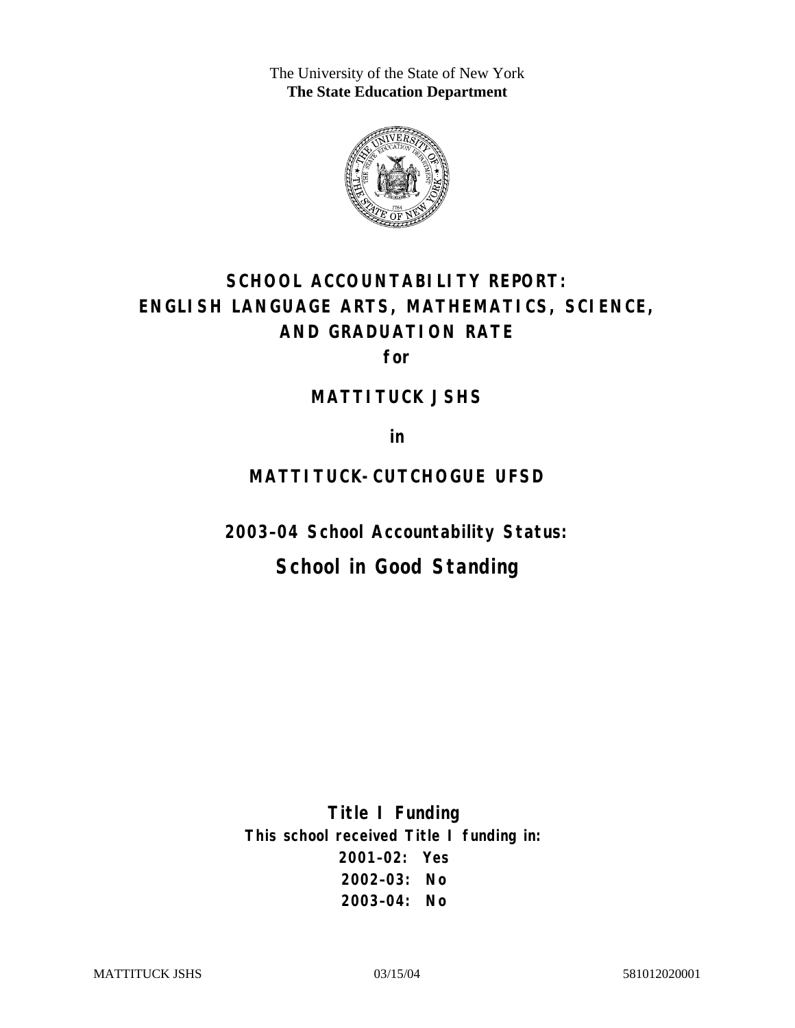The University of the State of New York
**The State Education Department**

# SCHOOL ACCOUNTABILITY REPORT: ENGLISH LANGUAGE ARTS, MATHEMATICS, SCIENCE, AND GRADUATION RATE

**for**

## MATTITUCK JSHS

**in**

## MATTITUCK-CUTCHOGUE UFSD

### 2003–04 School Accountability Status:

## School in Good Standing

**Title I Funding**

**This school received Title I funding in:**

**2001–02: Yes**

**2002–03: No**

**2003–04: No**

MATTITUCK JSHS 03/15/04 581012020001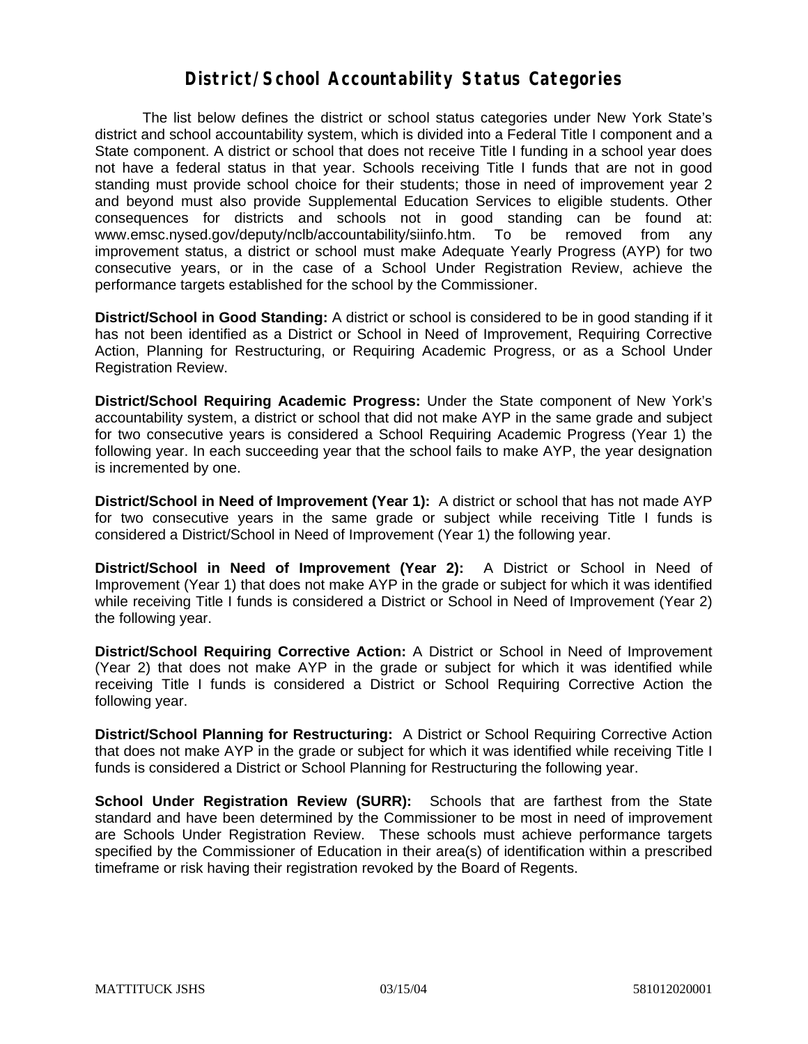# District/School Accountability Status Categories

The list below defines the district or school status categories under New York State's district and school accountability system, which is divided into a Federal Title I component and a State component. A district or school that does not receive Title I funding in a school year does not have a federal status in that year. Schools receiving Title I funds that are not in good standing must provide school choice for their students; those in need of improvement year 2 and beyond must also provide Supplemental Education Services to eligible students. Other consequences for districts and schools not in good standing can be found at: www.emsc.nysed.gov/deputy/nclb/accountability/siinfo.htm. To be removed from any improvement status, a district or school must make Adequate Yearly Progress (AYP) for two consecutive years, or in the case of a School Under Registration Review, achieve the performance targets established for the school by the Commissioner.

**District/School in Good Standing:** A district or school is considered to be in good standing if it has not been identified as a District or School in Need of Improvement, Requiring Corrective Action, Planning for Restructuring, or Requiring Academic Progress, or as a School Under Registration Review.

**District/School Requiring Academic Progress:** Under the State component of New York's accountability system, a district or school that did not make AYP in the same grade and subject for two consecutive years is considered a School Requiring Academic Progress (Year 1) the following year. In each succeeding year that the school fails to make AYP, the year designation is incremented by one.

**District/School in Need of Improvement (Year 1):** A district or school that has not made AYP for two consecutive years in the same grade or subject while receiving Title I funds is considered a District/School in Need of Improvement (Year 1) the following year.

**District/School in Need of Improvement (Year 2):** A District or School in Need of Improvement (Year 1) that does not make AYP in the grade or subject for which it was identified while receiving Title I funds is considered a District or School in Need of Improvement (Year 2) the following year.

**District/School Requiring Corrective Action:** A District or School in Need of Improvement (Year 2) that does not make AYP in the grade or subject for which it was identified while receiving Title I funds is considered a District or School Requiring Corrective Action the following year.

**District/School Planning for Restructuring:** A District or School Requiring Corrective Action that does not make AYP in the grade or subject for which it was identified while receiving Title I funds is considered a District or School Planning for Restructuring the following year.

**School Under Registration Review (SURR):** Schools that are farthest from the State standard and have been determined by the Commissioner to be most in need of improvement are Schools Under Registration Review. These schools must achieve performance targets specified by the Commissioner of Education in their area(s) of identification within a prescribed timeframe or risk having their registration revoked by the Board of Regents.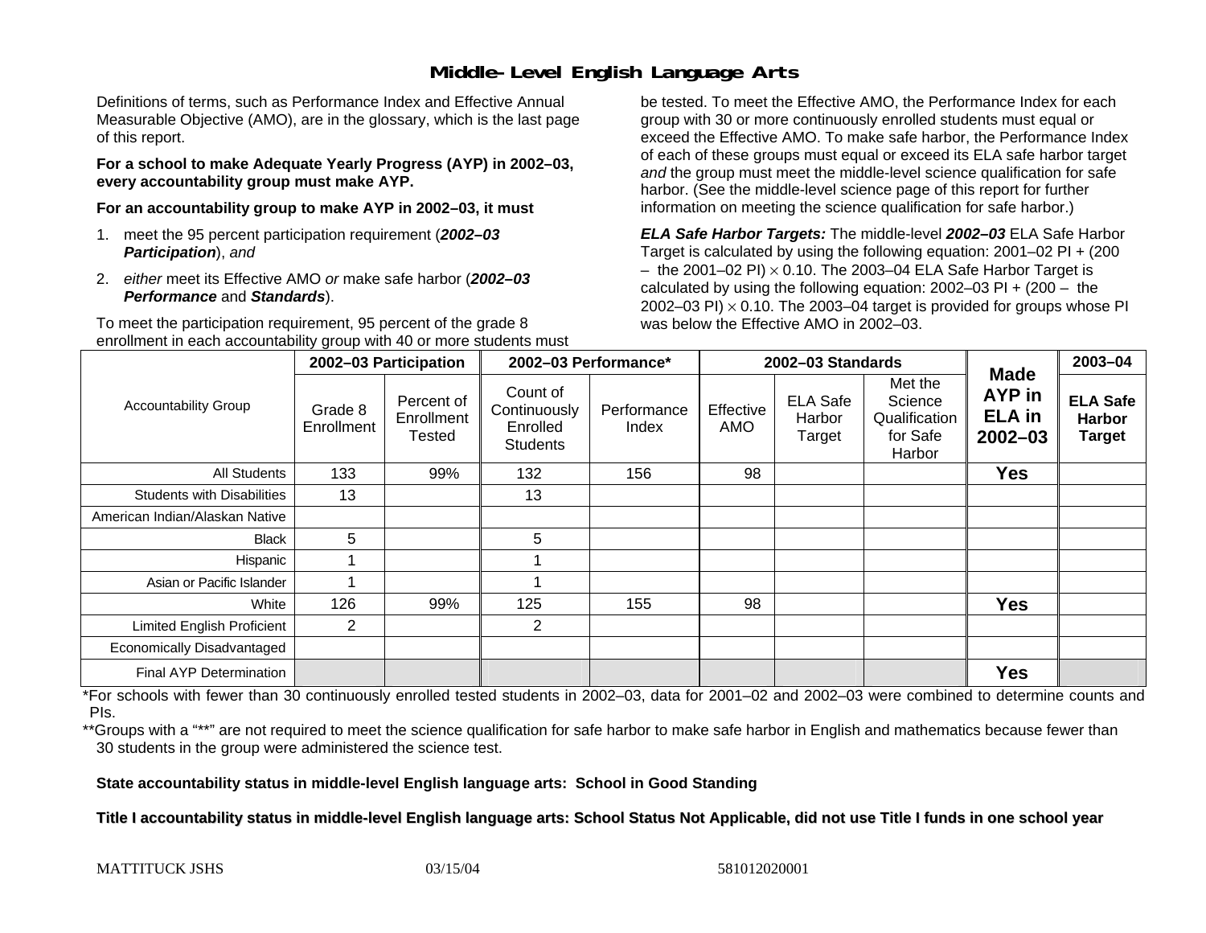# Middle-Level English Language Arts

Definitions of terms, such as Performance Index and Effective Annual Measurable Objective (AMO), are in the glossary, which is the last page of this report.

**For a school to make Adequate Yearly Progress (AYP) in 2002–03, every accountability group must make AYP.**

**For an accountability group to make AYP in 2002–03, it must**

1. meet the 95 percent participation requirement (***2002–03 Participation***), *and*
2. *either* meet its Effective AMO *or* make safe harbor (***2002–03 Performance*** and ***Standards***).

To meet the participation requirement, 95 percent of the grade 8 enrollment in each accountability group with 40 or more students must be tested. To meet the Effective AMO, the Performance Index for each group with 30 or more continuously enrolled students must equal or exceed the Effective AMO. To make safe harbor, the Performance Index of each of these groups must equal or exceed its ELA safe harbor target *and* the group must meet the middle-level science qualification for safe harbor. (See the middle-level science page of this report for further information on meeting the science qualification for safe harbor.)

***ELA Safe Harbor Targets:*** The middle-level ***2002–03*** ELA Safe Harbor Target is calculated by using the following equation: 2001–02 PI + (200 – the 2001–02 PI) $\times$ 0.10. The 2003–04 ELA Safe Harbor Target is calculated by using the following equation: 2002–03 PI + (200 – the 2002–03 PI) $\times$ 0.10. The 2003–04 target is provided for groups whose PI was below the Effective AMO in 2002–03.

| Accountability Group | 2002–03 Participation | | 2002–03 Performance* | | 2002–03 Standards | | | Made AYP in ELA in 2002–03 | 2003–04 |
|---|---|---|---|---|---|---|---|---|---|
| | Grade 8 Enrollment | Percent of Enrollment Tested | Count of Continuously Enrolled Students | Performance Index | Effective AMO | ELA Safe Harbor Target | Met the Science Qualification for Safe Harbor | | ELA Safe Harbor Target |
| All Students | 133 | 99% | 132 | 156 | 98 | | | **Yes** | |
| Students with Disabilities | 13 | | 13 | | | | | | |
| American Indian/Alaskan Native | | | | | | | | | |
| Black | 5 | | 5 | | | | | | |
| Hispanic | 1 | | 1 | | | | | | |
| Asian or Pacific Islander | 1 | | 1 | | | | | | |
| White | 126 | 99% | 125 | 155 | 98 | | | **Yes** | |
| Limited English Proficient | 2 | | 2 | | | | | | |
| Economically Disadvantaged | | | | | | | | | |
| Final AYP Determination | | | | | | | | **Yes** | |

*For schools with fewer than 30 continuously enrolled tested students in 2002–03, data for 2001–02 and 2002–03 were combined to determine counts and PIs.

**Groups with a "**" are not required to meet the science qualification for safe harbor to make safe harbor in English and mathematics because fewer than 30 students in the group were administered the science test.

**State accountability status in middle-level English language arts: School in Good Standing**

**Title I accountability status in middle-level English language arts: School Status Not Applicable, did not use Title I funds in one school year**

MATTITUCK JSHS 03/15/04 581012020001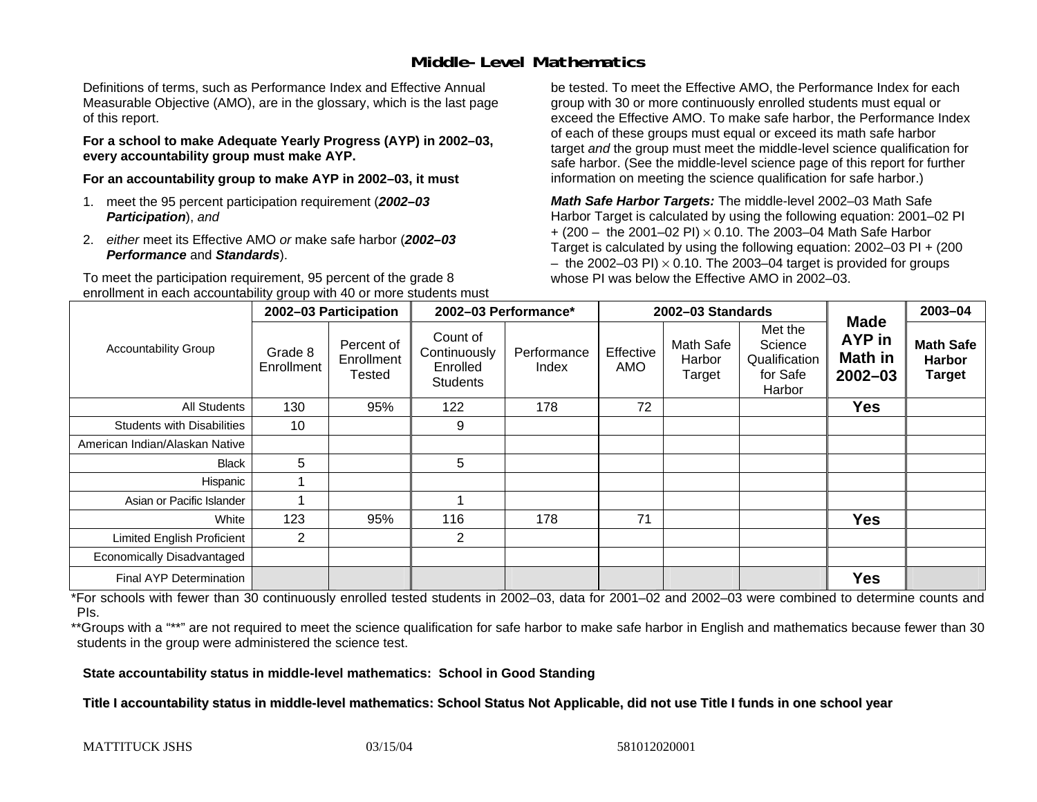# Middle-Level Mathematics

Definitions of terms, such as Performance Index and Effective Annual Measurable Objective (AMO), are in the glossary, which is the last page of this report.

**For a school to make Adequate Yearly Progress (AYP) in 2002–03, every accountability group must make AYP.**

**For an accountability group to make AYP in 2002–03, it must**

1. meet the 95 percent participation requirement (***2002–03 Participation***), *and*
2. *either* meet its Effective AMO *or* make safe harbor (***2002–03 Performance*** and ***Standards***).

To meet the participation requirement, 95 percent of the grade 8 enrollment in each accountability group with 40 or more students must be tested. To meet the Effective AMO, the Performance Index for each group with 30 or more continuously enrolled students must equal or exceed the Effective AMO. To make safe harbor, the Performance Index of each of these groups must equal or exceed its math safe harbor target *and* the group must meet the middle-level science qualification for safe harbor. (See the middle-level science page of this report for further information on meeting the science qualification for safe harbor.)

***Math Safe Harbor Targets:*** The middle-level 2002–03 Math Safe Harbor Target is calculated by using the following equation: 2001–02 PI + (200 – the 2001–02 PI) $\times$ 0.10. The 2003–04 Math Safe Harbor Target is calculated by using the following equation: 2002–03 PI + (200 – the 2002–03 PI) $\times$ 0.10. The 2003–04 target is provided for groups whose PI was below the Effective AMO in 2002–03.

| Accountability Group | 2002–03 Participation | | 2002–03 Performance* | | 2002–03 Standards | | | Made AYP in Math in 2002–03 | 2003–04 |
|---|---|---|---|---|---|---|---|---|---|
| | Grade 8 Enrollment | Percent of Enrollment Tested | Count of Continuously Enrolled Students | Performance Index | Effective AMO | Math Safe Harbor Target | Met the Science Qualification for Safe Harbor | | Math Safe Harbor Target |
| All Students | 130 | 95% | 122 | 178 | 72 | | | **Yes** | |
| Students with Disabilities | 10 | | 9 | | | | | | |
| American Indian/Alaskan Native | | | | | | | | | |
| Black | 5 | | 5 | | | | | | |
| Hispanic | 1 | | | | | | | | |
| Asian or Pacific Islander | 1 | | 1 | | | | | | |
| White | 123 | 95% | 116 | 178 | 71 | | | **Yes** | |
| Limited English Proficient | 2 | | 2 | | | | | | |
| Economically Disadvantaged | | | | | | | | | |
| Final AYP Determination | | | | | | | | **Yes** | |

*For schools with fewer than 30 continuously enrolled tested students in 2002–03, data for 2001–02 and 2002–03 were combined to determine counts and PIs.

**Groups with a "**" are not required to meet the science qualification for safe harbor to make safe harbor in English and mathematics because fewer than 30 students in the group were administered the science test.

**State accountability status in middle-level mathematics: School in Good Standing**

**Title I accountability status in middle-level mathematics: School Status Not Applicable, did not use Title I funds in one school year**

MATTITUCK JSHS 03/15/04 581012020001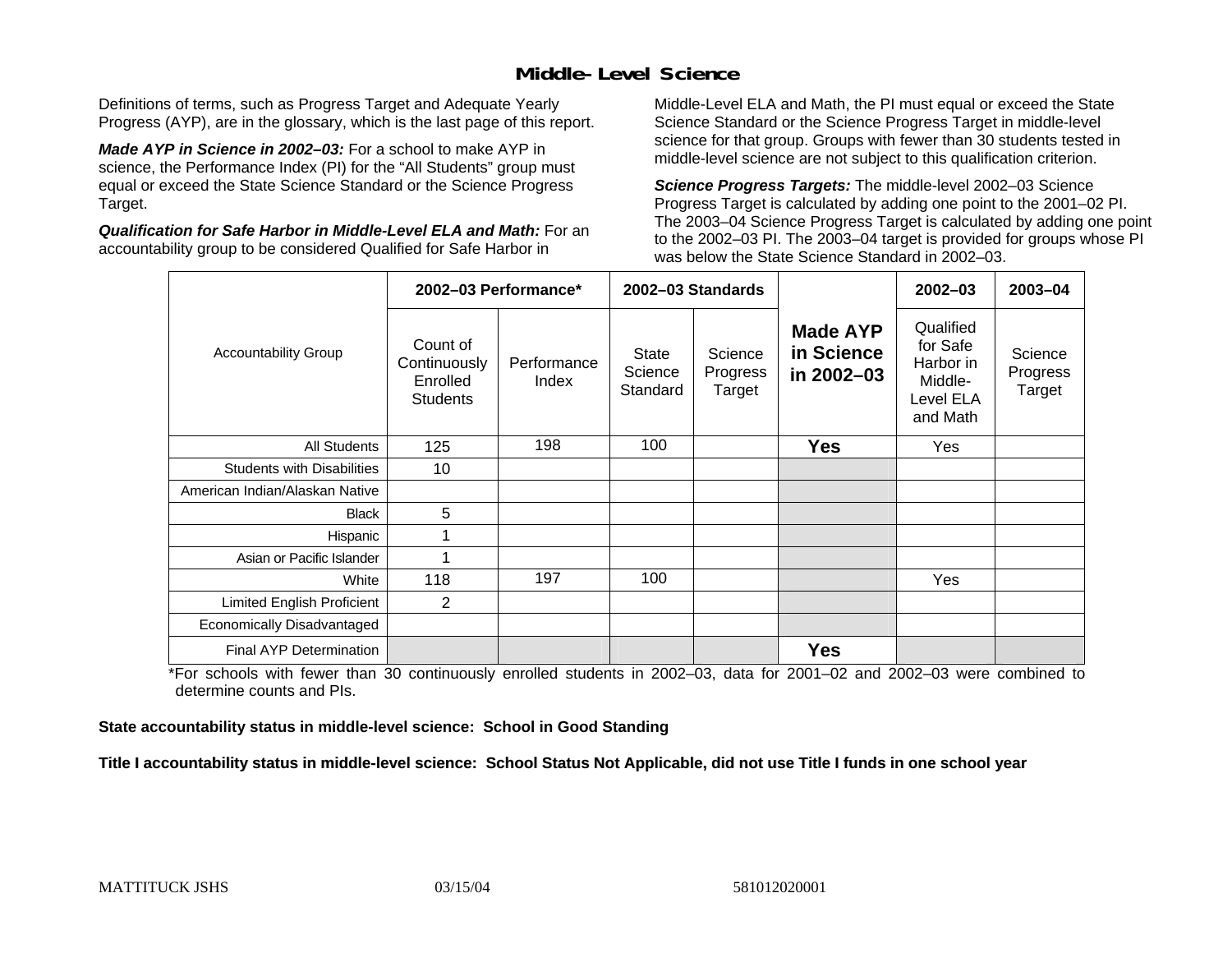# Middle-Level Science

Definitions of terms, such as Progress Target and Adequate Yearly Progress (AYP), are in the glossary, which is the last page of this report.

***Made AYP in Science in 2002–03:*** For a school to make AYP in science, the Performance Index (PI) for the "All Students" group must equal or exceed the State Science Standard or the Science Progress Target.

***Qualification for Safe Harbor in Middle-Level ELA and Math:*** For an accountability group to be considered Qualified for Safe Harbor in Middle-Level ELA and Math, the PI must equal or exceed the State Science Standard or the Science Progress Target in middle-level science for that group. Groups with fewer than 30 students tested in middle-level science are not subject to this qualification criterion.

***Science Progress Targets:*** The middle-level 2002–03 Science Progress Target is calculated by adding one point to the 2001–02 PI. The 2003–04 Science Progress Target is calculated by adding one point to the 2002–03 PI. The 2003–04 target is provided for groups whose PI was below the State Science Standard in 2002–03.

| Accountability Group | 2002–03 Performance* | | 2002–03 Standards | | Made AYP in Science in 2002–03 | 2002–03 | 2003–04 |
|---|---|---|---|---|---|---|---|
| | Count of Continuously Enrolled Students | Performance Index | State Science Standard | Science Progress Target | | Qualified for Safe Harbor in Middle-Level ELA and Math | Science Progress Target |
| All Students | 125 | 198 | 100 | | **Yes** | Yes | |
| Students with Disabilities | 10 | | | | | | |
| American Indian/Alaskan Native | | | | | | | |
| Black | 5 | | | | | | |
| Hispanic | 1 | | | | | | |
| Asian or Pacific Islander | 1 | | | | | | |
| White | 118 | 197 | 100 | | | Yes | |
| Limited English Proficient | 2 | | | | | | |
| Economically Disadvantaged | | | | | | | |
| Final AYP Determination | | | | | **Yes** | | |

*For schools with fewer than 30 continuously enrolled students in 2002–03, data for 2001–02 and 2002–03 were combined to determine counts and PIs.

**State accountability status in middle-level science: School in Good Standing**

**Title I accountability status in middle-level science: School Status Not Applicable, did not use Title I funds in one school year**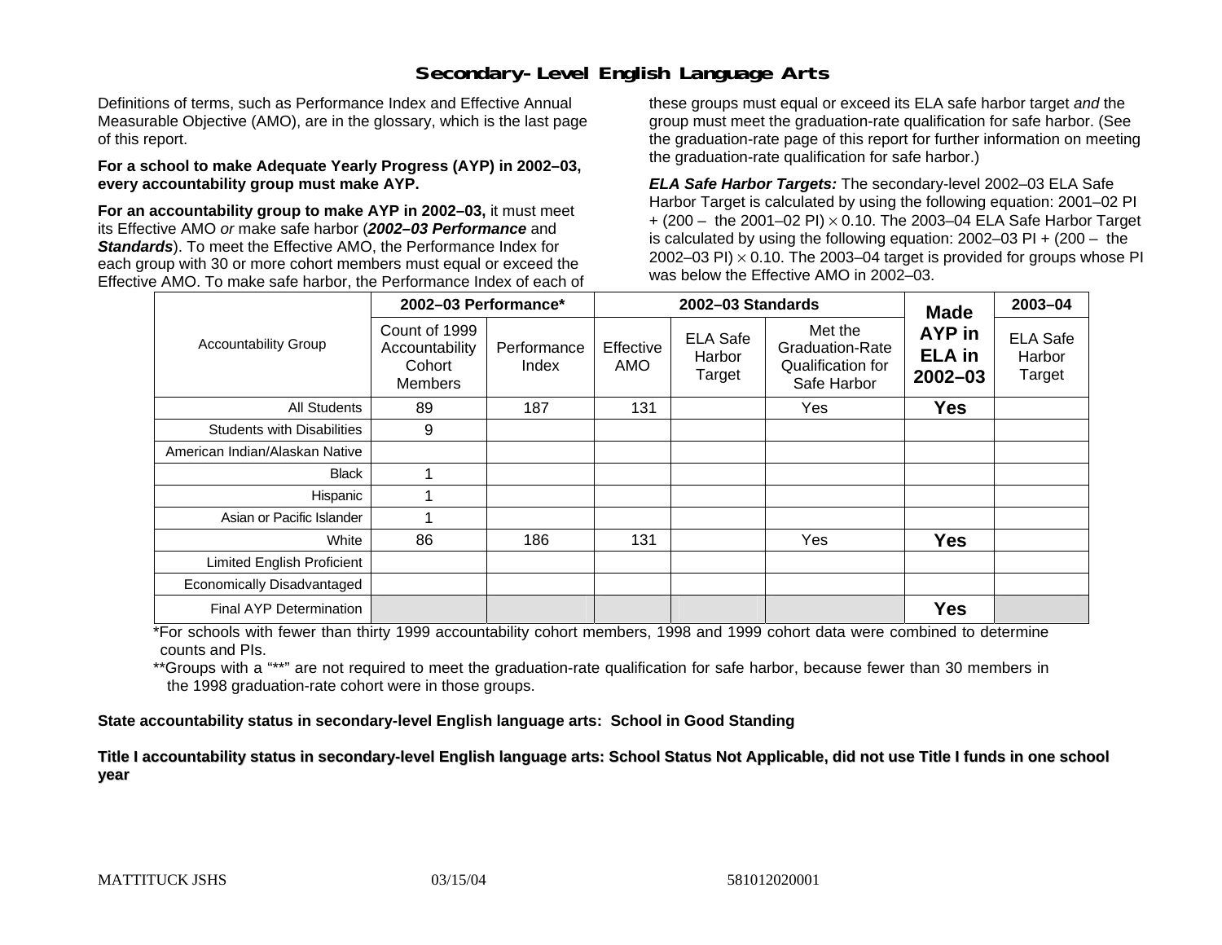# Secondary-Level English Language Arts

Definitions of terms, such as Performance Index and Effective Annual Measurable Objective (AMO), are in the glossary, which is the last page of this report.

**For a school to make Adequate Yearly Progress (AYP) in 2002–03, every accountability group must make AYP.**

**For an accountability group to make AYP in 2002–03,** it must meet its Effective AMO *or* make safe harbor (***2002–03 Performance*** and ***Standards***). To meet the Effective AMO, the Performance Index for each group with 30 or more cohort members must equal or exceed the Effective AMO. To make safe harbor, the Performance Index of each of these groups must equal or exceed its ELA safe harbor target *and* the group must meet the graduation-rate qualification for safe harbor. (See the graduation-rate page of this report for further information on meeting the graduation-rate qualification for safe harbor.)

***ELA Safe Harbor Targets:*** The secondary-level 2002–03 ELA Safe Harbor Target is calculated by using the following equation: 2001–02 PI + (200 – the 2001–02 PI) $\times$ 0.10. The 2003–04 ELA Safe Harbor Target is calculated by using the following equation: 2002–03 PI + (200 – the 2002–03 PI) $\times$ 0.10. The 2003–04 target is provided for groups whose PI was below the Effective AMO in 2002–03.

| Accountability Group | 2002–03 Performance* | | 2002–03 Standards | | | Made AYP in ELA in 2002–03 | 2003–04 |
|---|---|---|---|---|---|---|---|
| | Count of 1999 Accountability Cohort Members | Performance Index | Effective AMO | ELA Safe Harbor Target | Met the Graduation-Rate Qualification for Safe Harbor | | ELA Safe Harbor Target |
| All Students | 89 | 187 | 131 | | Yes | **Yes** | |
| Students with Disabilities | 9 | | | | | | |
| American Indian/Alaskan Native | | | | | | | |
| Black | 1 | | | | | | |
| Hispanic | 1 | | | | | | |
| Asian or Pacific Islander | 1 | | | | | | |
| White | 86 | 186 | 131 | | Yes | **Yes** | |
| Limited English Proficient | | | | | | | |
| Economically Disadvantaged | | | | | | | |
| Final AYP Determination | | | | | | **Yes** | |

*For schools with fewer than thirty 1999 accountability cohort members, 1998 and 1999 cohort data were combined to determine counts and PIs.

**Groups with a "**" are not required to meet the graduation-rate qualification for safe harbor, because fewer than 30 members in the 1998 graduation-rate cohort were in those groups.

**State accountability status in secondary-level English language arts: School in Good Standing**

**Title I accountability status in secondary-level English language arts: School Status Not Applicable, did not use Title I funds in one school year**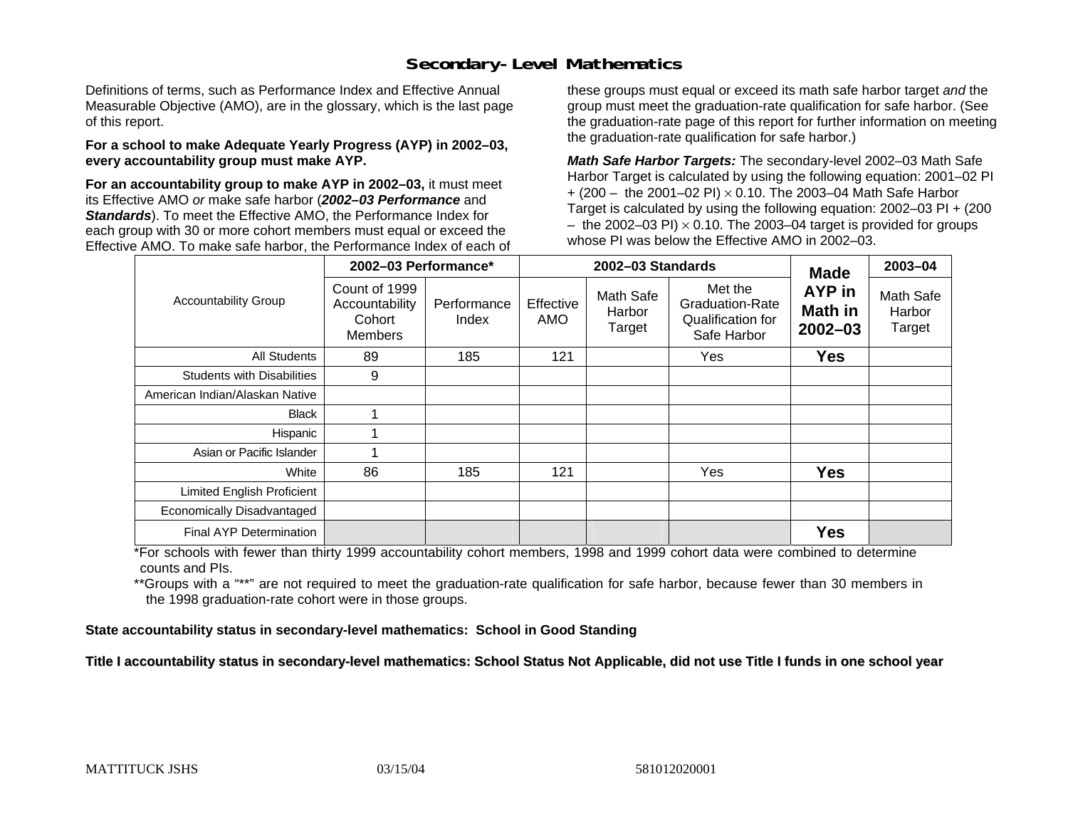## Secondary-Level Mathematics

Definitions of terms, such as Performance Index and Effective Annual Measurable Objective (AMO), are in the glossary, which is the last page of this report.

**For a school to make Adequate Yearly Progress (AYP) in 2002–03, every accountability group must make AYP.**

**For an accountability group to make AYP in 2002–03,** it must meet its Effective AMO *or* make safe harbor (***2002–03 Performance*** and ***Standards***). To meet the Effective AMO, the Performance Index for each group with 30 or more cohort members must equal or exceed the Effective AMO. To make safe harbor, the Performance Index of each of these groups must equal or exceed its math safe harbor target *and* the group must meet the graduation-rate qualification for safe harbor. (See the graduation-rate page of this report for further information on meeting the graduation-rate qualification for safe harbor.)

***Math Safe Harbor Targets:*** The secondary-level 2002–03 Math Safe Harbor Target is calculated by using the following equation: 2001–02 PI + (200 – the 2001–02 PI) $\times$ 0.10. The 2003–04 Math Safe Harbor Target is calculated by using the following equation: 2002–03 PI + (200 – the 2002–03 PI) $\times$ 0.10. The 2003–04 target is provided for groups whose PI was below the Effective AMO in 2002–03.

| Accountability Group | 2002–03 Performance* | | 2002–03 Standards | | | Made AYP in Math in 2002–03 | 2003–04 |
|---|---|---|---|---|---|---|---|
| | Count of 1999 Accountability Cohort Members | Performance Index | Effective AMO | Math Safe Harbor Target | Met the Graduation-Rate Qualification for Safe Harbor | | Math Safe Harbor Target |
| All Students | 89 | 185 | 121 | | Yes | **Yes** | |
| Students with Disabilities | 9 | | | | | | |
| American Indian/Alaskan Native | | | | | | | |
| Black | 1 | | | | | | |
| Hispanic | 1 | | | | | | |
| Asian or Pacific Islander | 1 | | | | | | |
| White | 86 | 185 | 121 | | Yes | **Yes** | |
| Limited English Proficient | | | | | | | |
| Economically Disadvantaged | | | | | | | |
| Final AYP Determination | | | | | | **Yes** | |

*For schools with fewer than thirty 1999 accountability cohort members, 1998 and 1999 cohort data were combined to determine counts and PIs.

**Groups with a "**" are not required to meet the graduation-rate qualification for safe harbor, because fewer than 30 members in the 1998 graduation-rate cohort were in those groups.

**State accountability status in secondary-level mathematics: School in Good Standing**

**Title I accountability status in secondary-level mathematics: School Status Not Applicable, did not use Title I funds in one school year**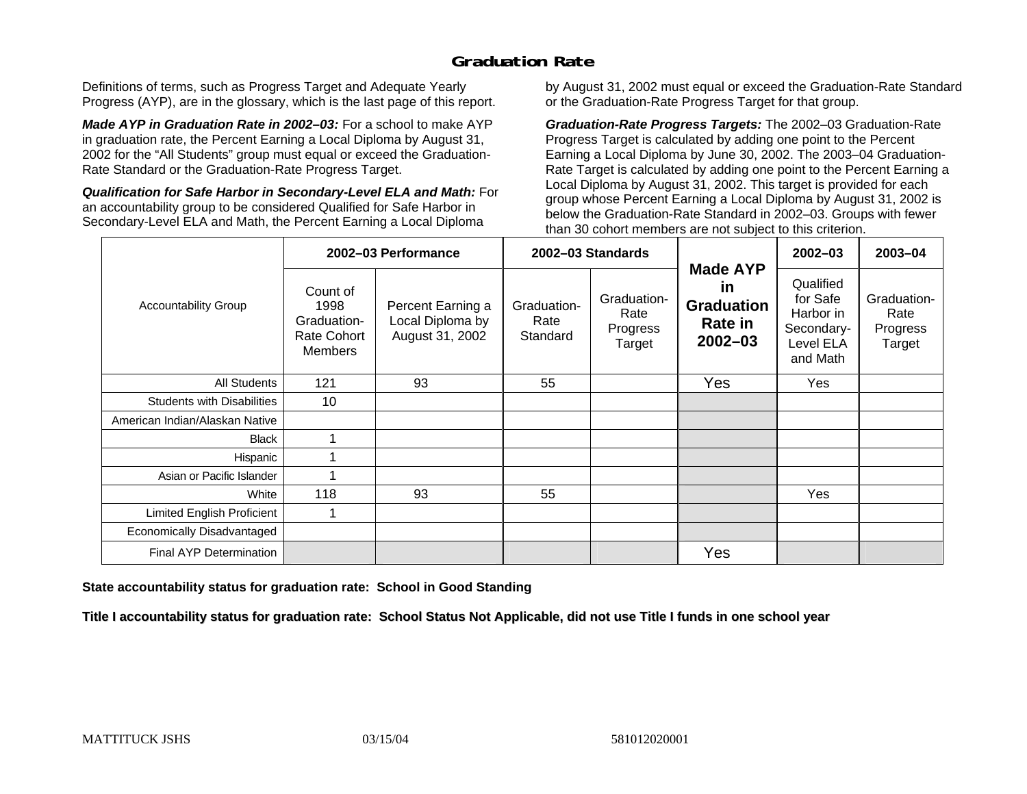# Graduation Rate

Definitions of terms, such as Progress Target and Adequate Yearly Progress (AYP), are in the glossary, which is the last page of this report.

***Made AYP in Graduation Rate in 2002–03:*** For a school to make AYP in graduation rate, the Percent Earning a Local Diploma by August 31, 2002 for the "All Students" group must equal or exceed the Graduation-Rate Standard or the Graduation-Rate Progress Target.

***Qualification for Safe Harbor in Secondary-Level ELA and Math:*** For an accountability group to be considered Qualified for Safe Harbor in Secondary-Level ELA and Math, the Percent Earning a Local Diploma by August 31, 2002 must equal or exceed the Graduation-Rate Standard or the Graduation-Rate Progress Target for that group.

***Graduation-Rate Progress Targets:*** The 2002–03 Graduation-Rate Progress Target is calculated by adding one point to the Percent Earning a Local Diploma by June 30, 2002. The 2003–04 Graduation-Rate Target is calculated by adding one point to the Percent Earning a Local Diploma by August 31, 2002. This target is provided for each group whose Percent Earning a Local Diploma by August 31, 2002 is below the Graduation-Rate Standard in 2002–03. Groups with fewer than 30 cohort members are not subject to this criterion.

| Accountability Group | 2002–03 Performance | | 2002–03 Standards | | Made AYP in Graduation Rate in 2002–03 | 2002–03 | 2003–04 |
|---|---|---|---|---|---|---|---|
| | Count of 1998 Graduation-Rate Cohort Members | Percent Earning a Local Diploma by August 31, 2002 | Graduation-Rate Standard | Graduation-Rate Progress Target | | Qualified for Safe Harbor in Secondary-Level ELA and Math | Graduation-Rate Progress Target |
| All Students | 121 | 93 | 55 | | Yes | Yes | |
| Students with Disabilities | 10 | | | | | | |
| American Indian/Alaskan Native | | | | | | | |
| Black | 1 | | | | | | |
| Hispanic | 1 | | | | | | |
| Asian or Pacific Islander | 1 | | | | | | |
| White | 118 | 93 | 55 | | | Yes | |
| Limited English Proficient | 1 | | | | | | |
| Economically Disadvantaged | | | | | | | |
| Final AYP Determination | | | | | Yes | | |

**State accountability status for graduation rate: School in Good Standing**

**Title I accountability status for graduation rate: School Status Not Applicable, did not use Title I funds in one school year**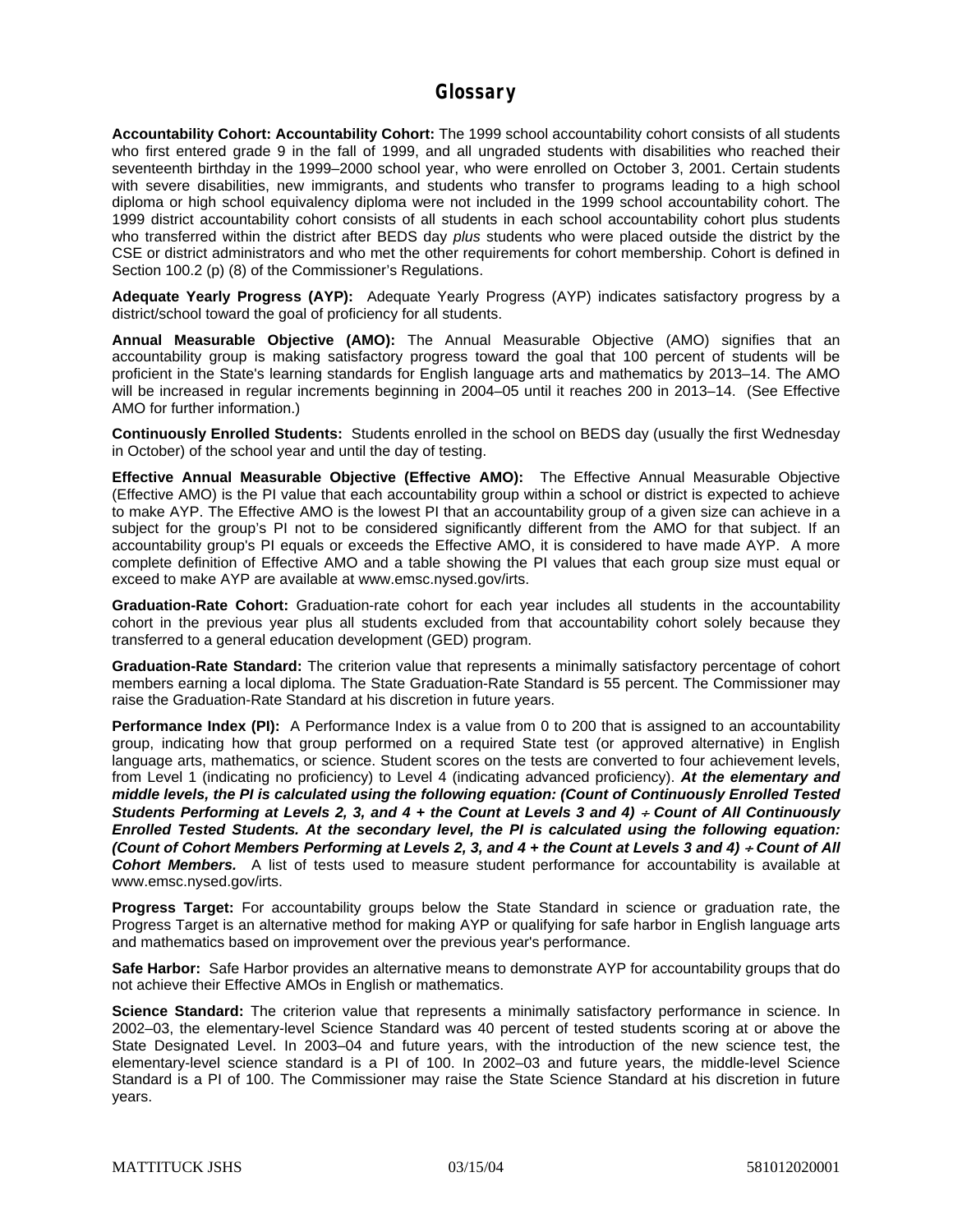# Glossary

**Accountability Cohort: Accountability Cohort:** The 1999 school accountability cohort consists of all students who first entered grade 9 in the fall of 1999, and all ungraded students with disabilities who reached their seventeenth birthday in the 1999–2000 school year, who were enrolled on October 3, 2001. Certain students with severe disabilities, new immigrants, and students who transfer to programs leading to a high school diploma or high school equivalency diploma were not included in the 1999 school accountability cohort. The 1999 district accountability cohort consists of all students in each school accountability cohort plus students who transferred within the district after BEDS day *plus* students who were placed outside the district by the CSE or district administrators and who met the other requirements for cohort membership. Cohort is defined in Section 100.2 (p) (8) of the Commissioner's Regulations.

**Adequate Yearly Progress (AYP):** Adequate Yearly Progress (AYP) indicates satisfactory progress by a district/school toward the goal of proficiency for all students.

**Annual Measurable Objective (AMO):** The Annual Measurable Objective (AMO) signifies that an accountability group is making satisfactory progress toward the goal that 100 percent of students will be proficient in the State's learning standards for English language arts and mathematics by 2013–14. The AMO will be increased in regular increments beginning in 2004–05 until it reaches 200 in 2013–14. (See Effective AMO for further information.)

**Continuously Enrolled Students:** Students enrolled in the school on BEDS day (usually the first Wednesday in October) of the school year and until the day of testing.

**Effective Annual Measurable Objective (Effective AMO):** The Effective Annual Measurable Objective (Effective AMO) is the PI value that each accountability group within a school or district is expected to achieve to make AYP. The Effective AMO is the lowest PI that an accountability group of a given size can achieve in a subject for the group's PI not to be considered significantly different from the AMO for that subject. If an accountability group's PI equals or exceeds the Effective AMO, it is considered to have made AYP. A more complete definition of Effective AMO and a table showing the PI values that each group size must equal or exceed to make AYP are available at www.emsc.nysed.gov/irts.

**Graduation-Rate Cohort:** Graduation-rate cohort for each year includes all students in the accountability cohort in the previous year plus all students excluded from that accountability cohort solely because they transferred to a general education development (GED) program.

**Graduation-Rate Standard:** The criterion value that represents a minimally satisfactory percentage of cohort members earning a local diploma. The State Graduation-Rate Standard is 55 percent. The Commissioner may raise the Graduation-Rate Standard at his discretion in future years.

**Performance Index (PI):** A Performance Index is a value from 0 to 200 that is assigned to an accountability group, indicating how that group performed on a required State test (or approved alternative) in English language arts, mathematics, or science. Student scores on the tests are converted to four achievement levels, from Level 1 (indicating no proficiency) to Level 4 (indicating advanced proficiency). ***At the elementary and middle levels, the PI is calculated using the following equation: (Count of Continuously Enrolled Tested Students Performing at Levels 2, 3, and 4 + the Count at Levels 3 and 4) ÷ Count of All Continuously Enrolled Tested Students. At the secondary level, the PI is calculated using the following equation: (Count of Cohort Members Performing at Levels 2, 3, and 4 + the Count at Levels 3 and 4) ÷ Count of All Cohort Members.*** A list of tests used to measure student performance for accountability is available at www.emsc.nysed.gov/irts.

**Progress Target:** For accountability groups below the State Standard in science or graduation rate, the Progress Target is an alternative method for making AYP or qualifying for safe harbor in English language arts and mathematics based on improvement over the previous year's performance.

**Safe Harbor:** Safe Harbor provides an alternative means to demonstrate AYP for accountability groups that do not achieve their Effective AMOs in English or mathematics.

**Science Standard:** The criterion value that represents a minimally satisfactory performance in science. In 2002–03, the elementary-level Science Standard was 40 percent of tested students scoring at or above the State Designated Level. In 2003–04 and future years, with the introduction of the new science test, the elementary-level science standard is a PI of 100. In 2002–03 and future years, the middle-level Science Standard is a PI of 100. The Commissioner may raise the State Science Standard at his discretion in future years.